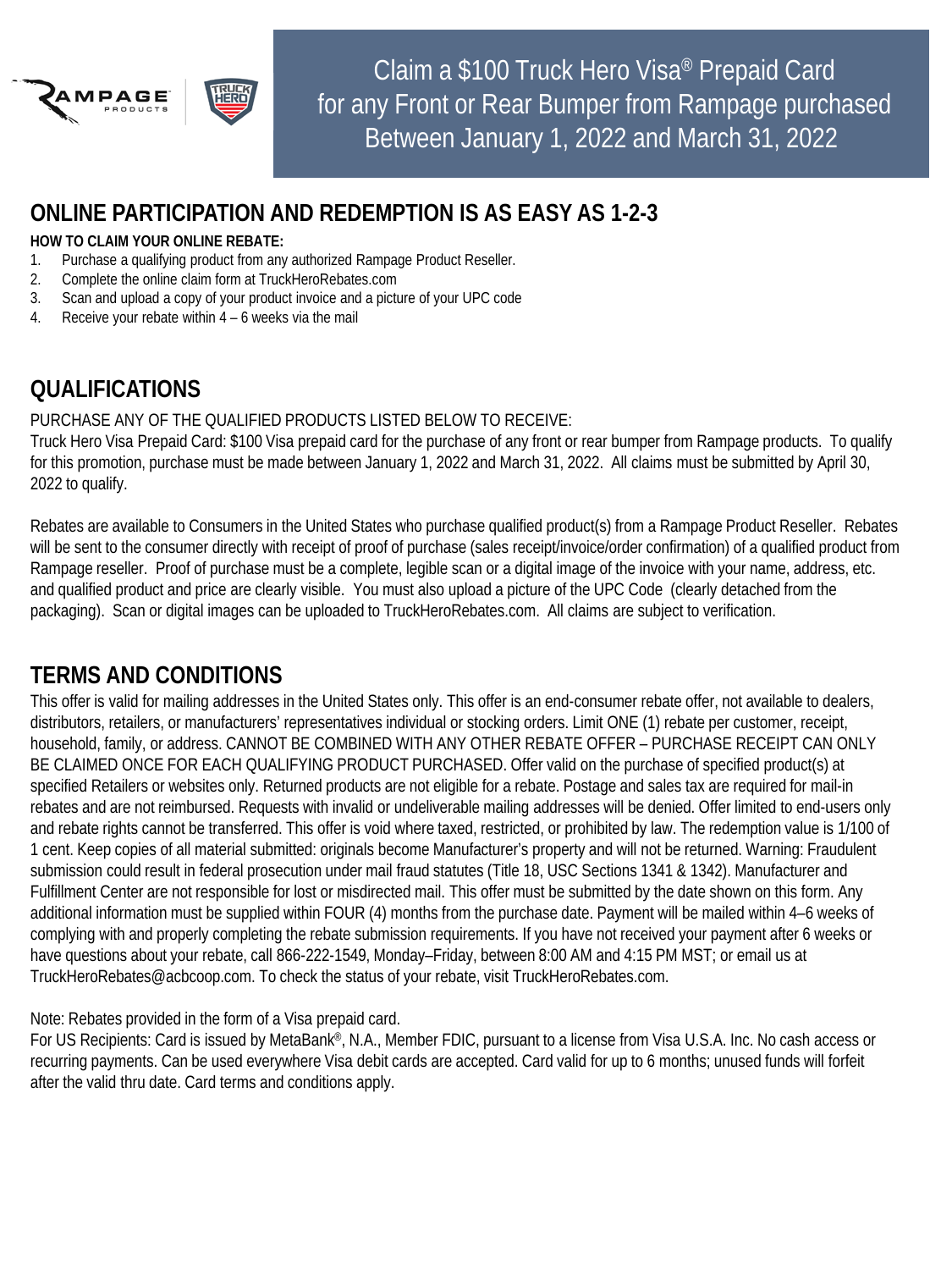# Claim a $100 Truck Hero Visa® Prepaid Card for any Front or Rear Bumper from Rampage purchased Between January 1, 2022 and March 31, 2022

## ONLINE PARTICIPATION AND REDEMPTION IS AS EASY AS 1-2-3

**HOW TO CLAIM YOUR ONLINE REBATE:**

1. Purchase a qualifying product from any authorized Rampage Product Reseller.
2. Complete the online claim form at TruckHeroRebates.com
3. Scan and upload a copy of your product invoice and a picture of your UPC code
4. Receive your rebate within 4 – 6 weeks via the mail

## QUALIFICATIONS

PURCHASE ANY OF THE QUALIFIED PRODUCTS LISTED BELOW TO RECEIVE:
Truck Hero Visa Prepaid Card: $100 Visa prepaid card for the purchase of any front or rear bumper from Rampage products. To qualify for this promotion, purchase must be made between January 1, 2022 and March 31, 2022. All claims must be submitted by April 30, 2022 to qualify.

Rebates are available to Consumers in the United States who purchase qualified product(s) from a Rampage Product Reseller. Rebates will be sent to the consumer directly with receipt of proof of purchase (sales receipt/invoice/order confirmation) of a qualified product from Rampage reseller. Proof of purchase must be a complete, legible scan or a digital image of the invoice with your name, address, etc. and qualified product and price are clearly visible. You must also upload a picture of the UPC Code (clearly detached from the packaging). Scan or digital images can be uploaded to TruckHeroRebates.com. All claims are subject to verification.

## TERMS AND CONDITIONS

This offer is valid for mailing addresses in the United States only. This offer is an end-consumer rebate offer, not available to dealers, distributors, retailers, or manufacturers' representatives individual or stocking orders. Limit ONE (1) rebate per customer, receipt, household, family, or address. CANNOT BE COMBINED WITH ANY OTHER REBATE OFFER – PURCHASE RECEIPT CAN ONLY BE CLAIMED ONCE FOR EACH QUALIFYING PRODUCT PURCHASED. Offer valid on the purchase of specified product(s) at specified Retailers or websites only. Returned products are not eligible for a rebate. Postage and sales tax are required for mail-in rebates and are not reimbursed. Requests with invalid or undeliverable mailing addresses will be denied. Offer limited to end-users only and rebate rights cannot be transferred. This offer is void where taxed, restricted, or prohibited by law. The redemption value is 1/100 of 1 cent. Keep copies of all material submitted: originals become Manufacturer's property and will not be returned. Warning: Fraudulent submission could result in federal prosecution under mail fraud statutes (Title 18, USC Sections 1341 & 1342). Manufacturer and Fulfillment Center are not responsible for lost or misdirected mail. This offer must be submitted by the date shown on this form. Any additional information must be supplied within FOUR (4) months from the purchase date. Payment will be mailed within 4–6 weeks of complying with and properly completing the rebate submission requirements. If you have not received your payment after 6 weeks or have questions about your rebate, call 866-222-1549, Monday–Friday, between 8:00 AM and 4:15 PM MST; or email us at TruckHeroRebates@acbcoop.com. To check the status of your rebate, visit TruckHeroRebates.com.

Note: Rebates provided in the form of a Visa prepaid card.
For US Recipients: Card is issued by MetaBank®, N.A., Member FDIC, pursuant to a license from Visa U.S.A. Inc. No cash access or recurring payments. Can be used everywhere Visa debit cards are accepted. Card valid for up to 6 months; unused funds will forfeit after the valid thru date. Card terms and conditions apply.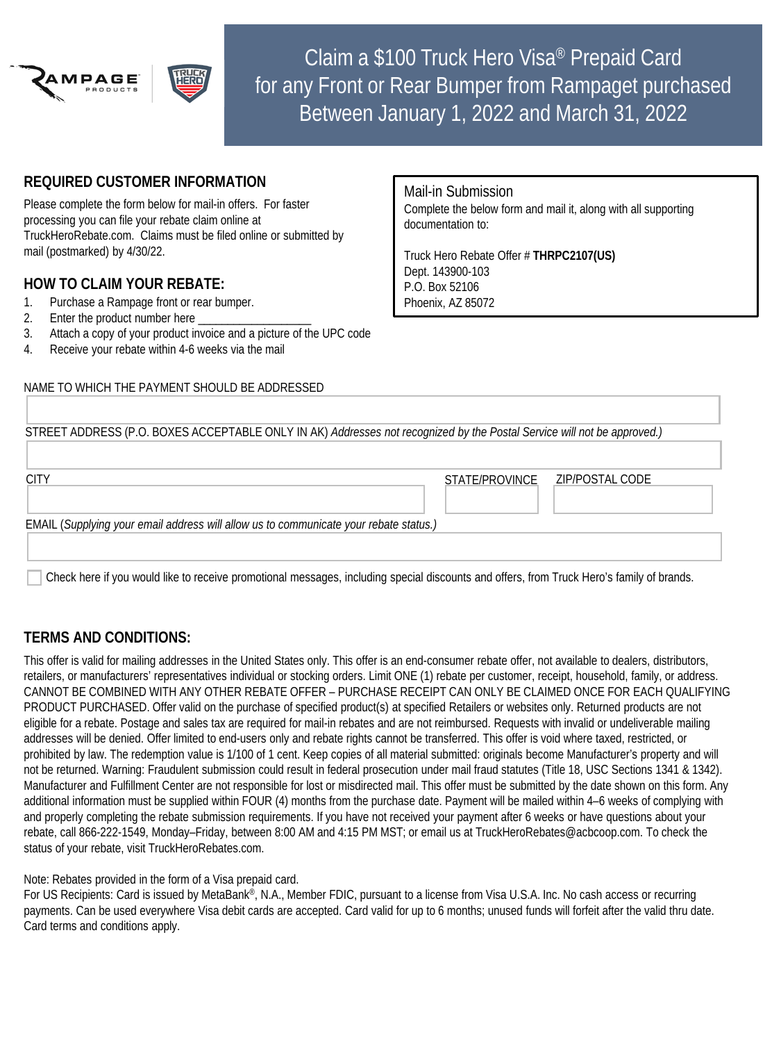# Claim a $100 Truck Hero Visa® Prepaid Card for any Front or Rear Bumper from Rampaget purchased Between January 1, 2022 and March 31, 2022

## REQUIRED CUSTOMER INFORMATION

Please complete the form below for mail-in offers. For faster processing you can file your rebate claim online at TruckHeroRebate.com. Claims must be filed online or submitted by mail (postmarked) by 4/30/22.

## HOW TO CLAIM YOUR REBATE:

1. Purchase a Rampage front or rear bumper.
2. Enter the product number here ___________________
3. Attach a copy of your product invoice and a picture of the UPC code
4. Receive your rebate within 4-6 weeks via the mail

**Mail-in Submission**

Complete the below form and mail it, along with all supporting documentation to:

Truck Hero Rebate Offer # **THRPC2107(US)**
Dept. 143900-103
P.O. Box 52106
Phoenix, AZ 85072

NAME TO WHICH THE PAYMENT SHOULD BE ADDRESSED

STREET ADDRESS (P.O. BOXES ACCEPTABLE ONLY IN AK) *Addresses not recognized by the Postal Service will not be approved.)*

CITY

STATE/PROVINCE

ZIP/POSTAL CODE

EMAIL (*Supplying your email address will allow us to communicate your rebate status.)*

☐ Check here if you would like to receive promotional messages, including special discounts and offers, from Truck Hero's family of brands.

## TERMS AND CONDITIONS:

This offer is valid for mailing addresses in the United States only. This offer is an end-consumer rebate offer, not available to dealers, distributors, retailers, or manufacturers' representatives individual or stocking orders. Limit ONE (1) rebate per customer, receipt, household, family, or address. CANNOT BE COMBINED WITH ANY OTHER REBATE OFFER – PURCHASE RECEIPT CAN ONLY BE CLAIMED ONCE FOR EACH QUALIFYING PRODUCT PURCHASED. Offer valid on the purchase of specified product(s) at specified Retailers or websites only. Returned products are not eligible for a rebate. Postage and sales tax are required for mail-in rebates and are not reimbursed. Requests with invalid or undeliverable mailing addresses will be denied. Offer limited to end-users only and rebate rights cannot be transferred. This offer is void where taxed, restricted, or prohibited by law. The redemption value is 1/100 of 1 cent. Keep copies of all material submitted: originals become Manufacturer's property and will not be returned. Warning: Fraudulent submission could result in federal prosecution under mail fraud statutes (Title 18, USC Sections 1341 & 1342). Manufacturer and Fulfillment Center are not responsible for lost or misdirected mail. This offer must be submitted by the date shown on this form. Any additional information must be supplied within FOUR (4) months from the purchase date. Payment will be mailed within 4–6 weeks of complying with and properly completing the rebate submission requirements. If you have not received your payment after 6 weeks or have questions about your rebate, call 866-222-1549, Monday–Friday, between 8:00 AM and 4:15 PM MST; or email us at TruckHeroRebates@acbcoop.com. To check the status of your rebate, visit TruckHeroRebates.com.

Note: Rebates provided in the form of a Visa prepaid card.
For US Recipients: Card is issued by MetaBank®, N.A., Member FDIC, pursuant to a license from Visa U.S.A. Inc. No cash access or recurring payments. Can be used everywhere Visa debit cards are accepted. Card valid for up to 6 months; unused funds will forfeit after the valid thru date. Card terms and conditions apply.